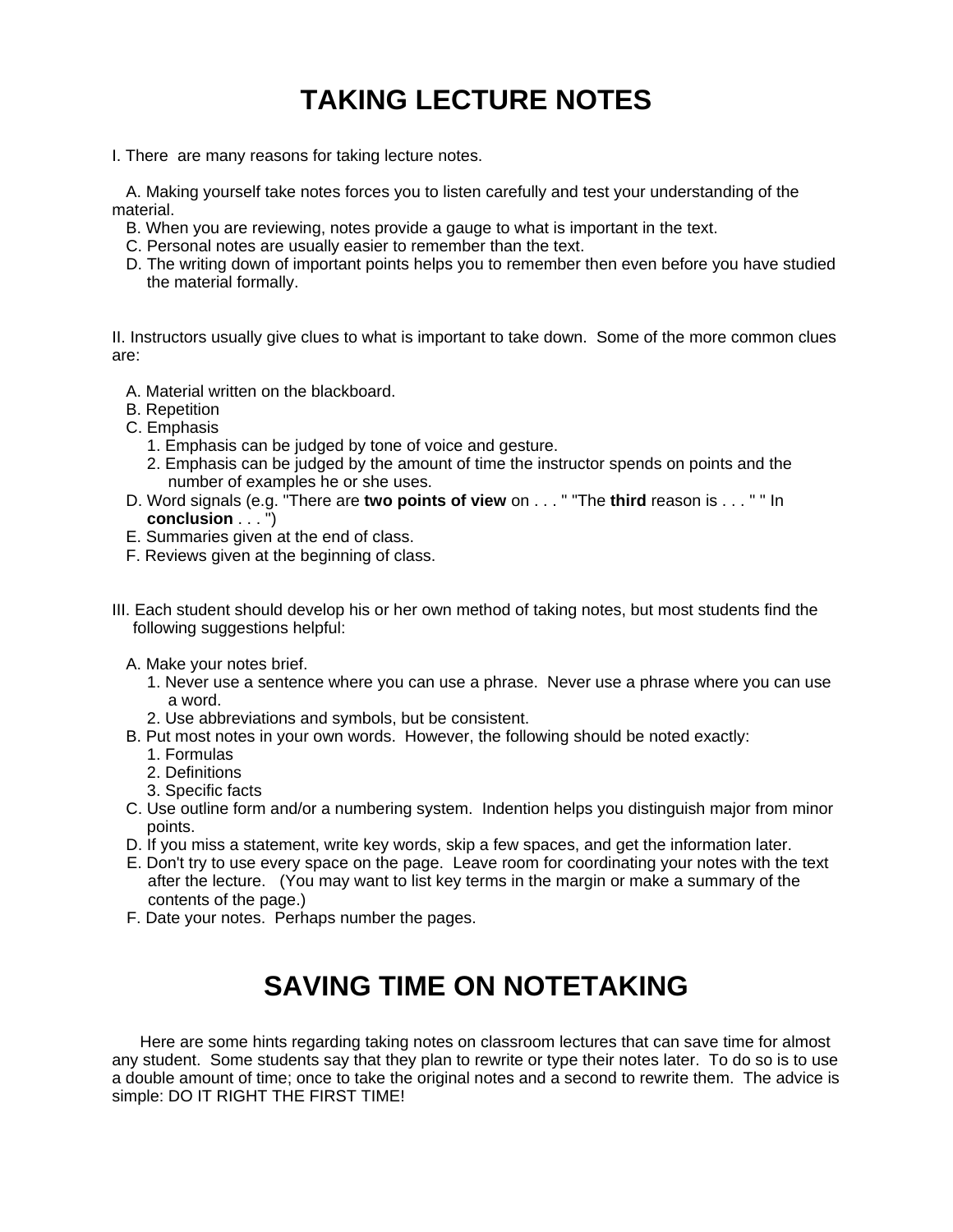# TAKING LECTURE NOTES

I. There are many reasons for taking lecture notes.

- A. Making yourself take notes forces you to listen carefully and test your understanding of the material.
- B. When you are reviewing, notes provide a gauge to what is important in the text.
- C. Personal notes are usually easier to remember than the text.
- D. The writing down of important points helps you to remember then even before you have studied the material formally.

II. Instructors usually give clues to what is important to take down. Some of the more common clues are:

- A. Material written on the blackboard.
- B. Repetition
- C. Emphasis
    1. Emphasis can be judged by tone of voice and gesture.
    2. Emphasis can be judged by the amount of time the instructor spends on points and the number of examples he or she uses.
- D. Word signals (e.g. "There are **two points of view** on . . . " "The **third** reason is . . . " " In **conclusion** . . . ")
- E. Summaries given at the end of class.
- F. Reviews given at the beginning of class.

III. Each student should develop his or her own method of taking notes, but most students find the following suggestions helpful:

- A. Make your notes brief.
    1. Never use a sentence where you can use a phrase. Never use a phrase where you can use a word.
    2. Use abbreviations and symbols, but be consistent.
- B. Put most notes in your own words. However, the following should be noted exactly:
    1. Formulas
    2. Definitions
    3. Specific facts
- C. Use outline form and/or a numbering system. Indention helps you distinguish major from minor points.
- D. If you miss a statement, write key words, skip a few spaces, and get the information later.
- E. Don't try to use every space on the page. Leave room for coordinating your notes with the text after the lecture. (You may want to list key terms in the margin or make a summary of the contents of the page.)
- F. Date your notes. Perhaps number the pages.

# SAVING TIME ON NOTETAKING

Here are some hints regarding taking notes on classroom lectures that can save time for almost any student. Some students say that they plan to rewrite or type their notes later. To do so is to use a double amount of time; once to take the original notes and a second to rewrite them. The advice is simple: DO IT RIGHT THE FIRST TIME!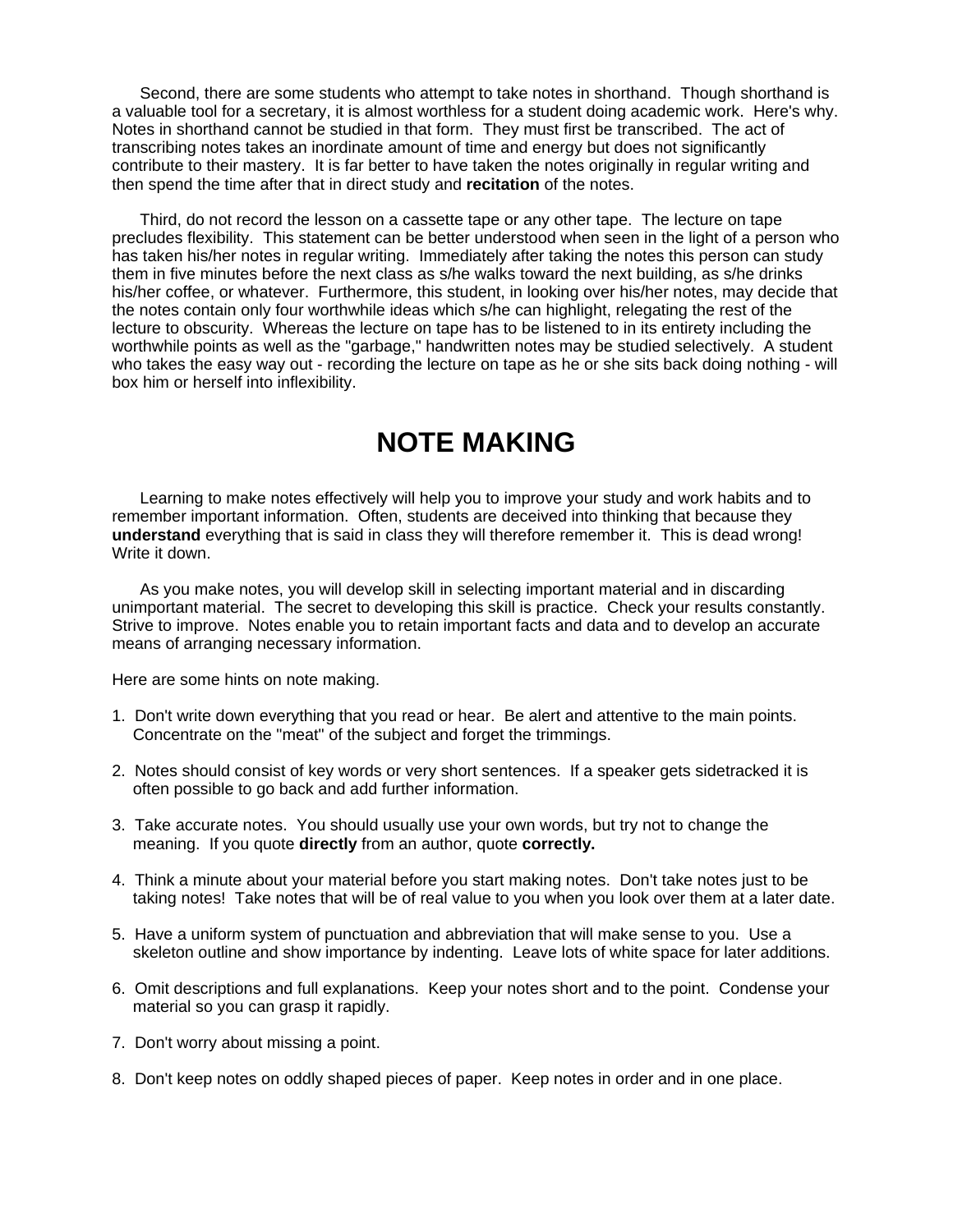Second, there are some students who attempt to take notes in shorthand. Though shorthand is a valuable tool for a secretary, it is almost worthless for a student doing academic work. Here's why. Notes in shorthand cannot be studied in that form. They must first be transcribed. The act of transcribing notes takes an inordinate amount of time and energy but does not significantly contribute to their mastery. It is far better to have taken the notes originally in regular writing and then spend the time after that in direct study and **recitation** of the notes.

Third, do not record the lesson on a cassette tape or any other tape. The lecture on tape precludes flexibility. This statement can be better understood when seen in the light of a person who has taken his/her notes in regular writing. Immediately after taking the notes this person can study them in five minutes before the next class as s/he walks toward the next building, as s/he drinks his/her coffee, or whatever. Furthermore, this student, in looking over his/her notes, may decide that the notes contain only four worthwhile ideas which s/he can highlight, relegating the rest of the lecture to obscurity. Whereas the lecture on tape has to be listened to in its entirety including the worthwhile points as well as the "garbage," handwritten notes may be studied selectively. A student who takes the easy way out - recording the lecture on tape as he or she sits back doing nothing - will box him or herself into inflexibility.

# NOTE MAKING

Learning to make notes effectively will help you to improve your study and work habits and to remember important information. Often, students are deceived into thinking that because they **understand** everything that is said in class they will therefore remember it. This is dead wrong! Write it down.

As you make notes, you will develop skill in selecting important material and in discarding unimportant material. The secret to developing this skill is practice. Check your results constantly. Strive to improve. Notes enable you to retain important facts and data and to develop an accurate means of arranging necessary information.

Here are some hints on note making.

1. Don't write down everything that you read or hear. Be alert and attentive to the main points. Concentrate on the "meat" of the subject and forget the trimmings.

2. Notes should consist of key words or very short sentences. If a speaker gets sidetracked it is often possible to go back and add further information.

3. Take accurate notes. You should usually use your own words, but try not to change the meaning. If you quote **directly** from an author, quote **correctly.**

4. Think a minute about your material before you start making notes. Don't take notes just to be taking notes! Take notes that will be of real value to you when you look over them at a later date.

5. Have a uniform system of punctuation and abbreviation that will make sense to you. Use a skeleton outline and show importance by indenting. Leave lots of white space for later additions.

6. Omit descriptions and full explanations. Keep your notes short and to the point. Condense your material so you can grasp it rapidly.

7. Don't worry about missing a point.

8. Don't keep notes on oddly shaped pieces of paper. Keep notes in order and in one place.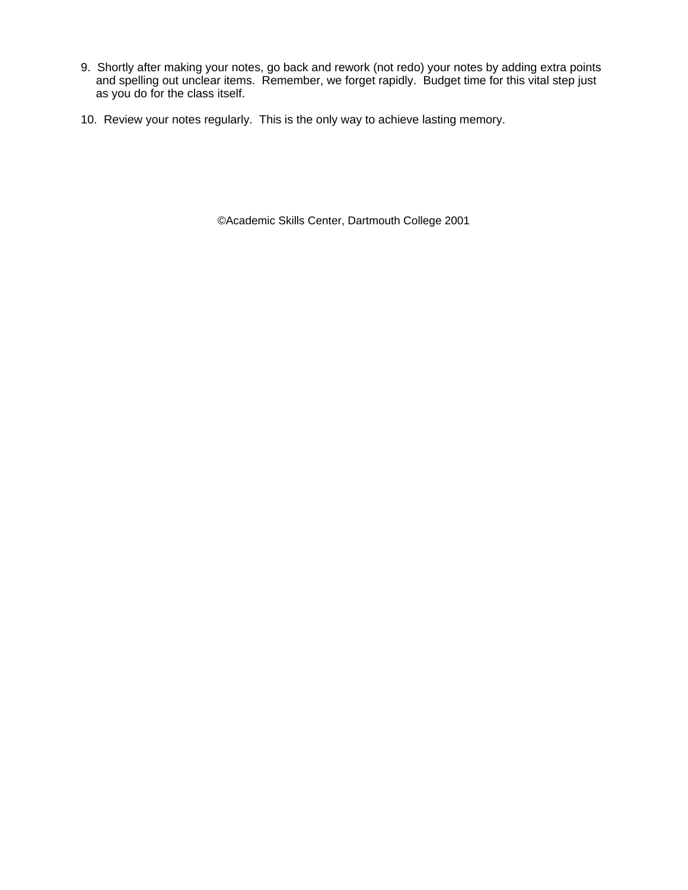9. Shortly after making your notes, go back and rework (not redo) your notes by adding extra points and spelling out unclear items. Remember, we forget rapidly. Budget time for this vital step just as you do for the class itself.

10. Review your notes regularly. This is the only way to achieve lasting memory.

©Academic Skills Center, Dartmouth College 2001